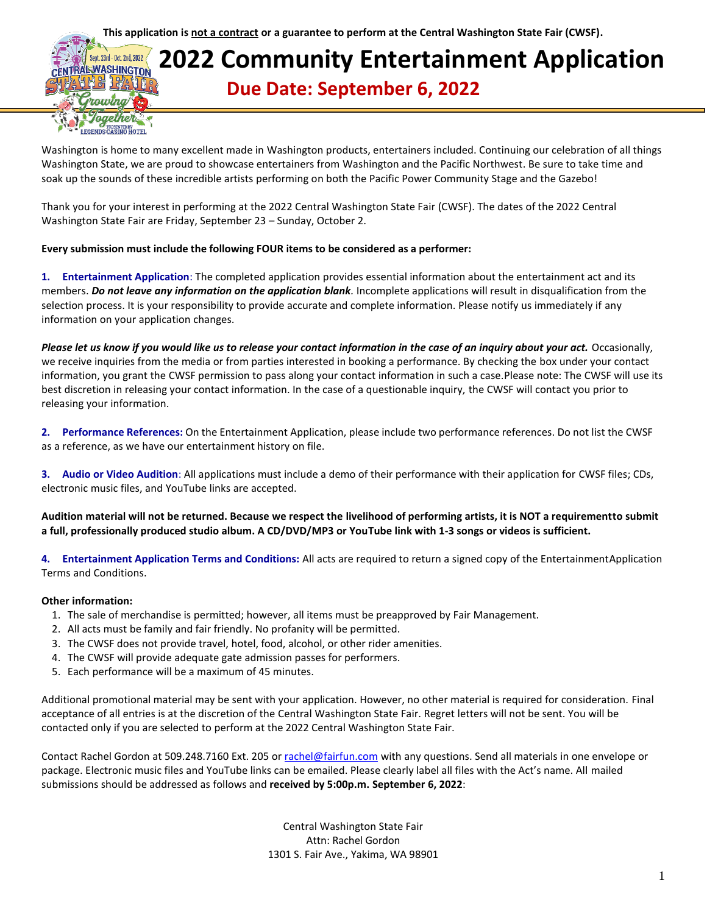This application is <u>not a contract</u> or a guarantee to perform at the Central Washington State Fair (CWSF).

# 2022 Community Entertainment Application

## Due Date: September 6, 2022

Washington is home to many excellent made in Washington products, entertainers included. Continuing our celebration of all things Washington State, we are proud to showcase entertainers from Washington and the Pacific Northwest. Be sure to take time and soak up the sounds of these incredible artists performing on both the Pacific Power Community Stage and the Gazebo!

Thank you for your interest in performing at the 2022 Central Washington State Fair (CWSF). The dates of the 2022 Central Washington State Fair are Friday, September 23 – Sunday, October 2.

**Every submission must include the following FOUR items to be considered as a performer:**

1. **Entertainment Application**: The completed application provides essential information about the entertainment act and its members. ***Do not leave any information on the application blank.*** Incomplete applications will result in disqualification from the selection process. It is your responsibility to provide accurate and complete information. Please notify us immediately if any information on your application changes.

***Please let us know if you would like us to release your contact information in the case of an inquiry about your act.*** Occasionally, we receive inquiries from the media or from parties interested in booking a performance. By checking the box under your contact information, you grant the CWSF permission to pass along your contact information in such a case.Please note: The CWSF will use its best discretion in releasing your contact information. In the case of a questionable inquiry, the CWSF will contact you prior to releasing your information.

2. **Performance References:** On the Entertainment Application, please include two performance references. Do not list the CWSF as a reference, as we have our entertainment history on file.

3. **Audio or Video Audition**: All applications must include a demo of their performance with their application for CWSF files; CDs, electronic music files, and YouTube links are accepted.

**Audition material will not be returned. Because we respect the livelihood of performing artists, it is NOT a requirementto submit a full, professionally produced studio album. A CD/DVD/MP3 or YouTube link with 1-3 songs or videos is sufficient.**

4. **Entertainment Application Terms and Conditions:** All acts are required to return a signed copy of the EntertainmentApplication Terms and Conditions.

**Other information:**

1. The sale of merchandise is permitted; however, all items must be preapproved by Fair Management.
2. All acts must be family and fair friendly. No profanity will be permitted.
3. The CWSF does not provide travel, hotel, food, alcohol, or other rider amenities.
4. The CWSF will provide adequate gate admission passes for performers.
5. Each performance will be a maximum of 45 minutes.

Additional promotional material may be sent with your application. However, no other material is required for consideration. Final acceptance of all entries is at the discretion of the Central Washington State Fair. Regret letters will not be sent. You will be contacted only if you are selected to perform at the 2022 Central Washington State Fair.

Contact Rachel Gordon at 509.248.7160 Ext. 205 or rachel@fairfun.com with any questions. Send all materials in one envelope or package. Electronic music files and YouTube links can be emailed. Please clearly label all files with the Act's name. All mailed submissions should be addressed as follows and **received by 5:00p.m. September 6, 2022**:

Central Washington State Fair
Attn: Rachel Gordon
1301 S. Fair Ave., Yakima, WA 98901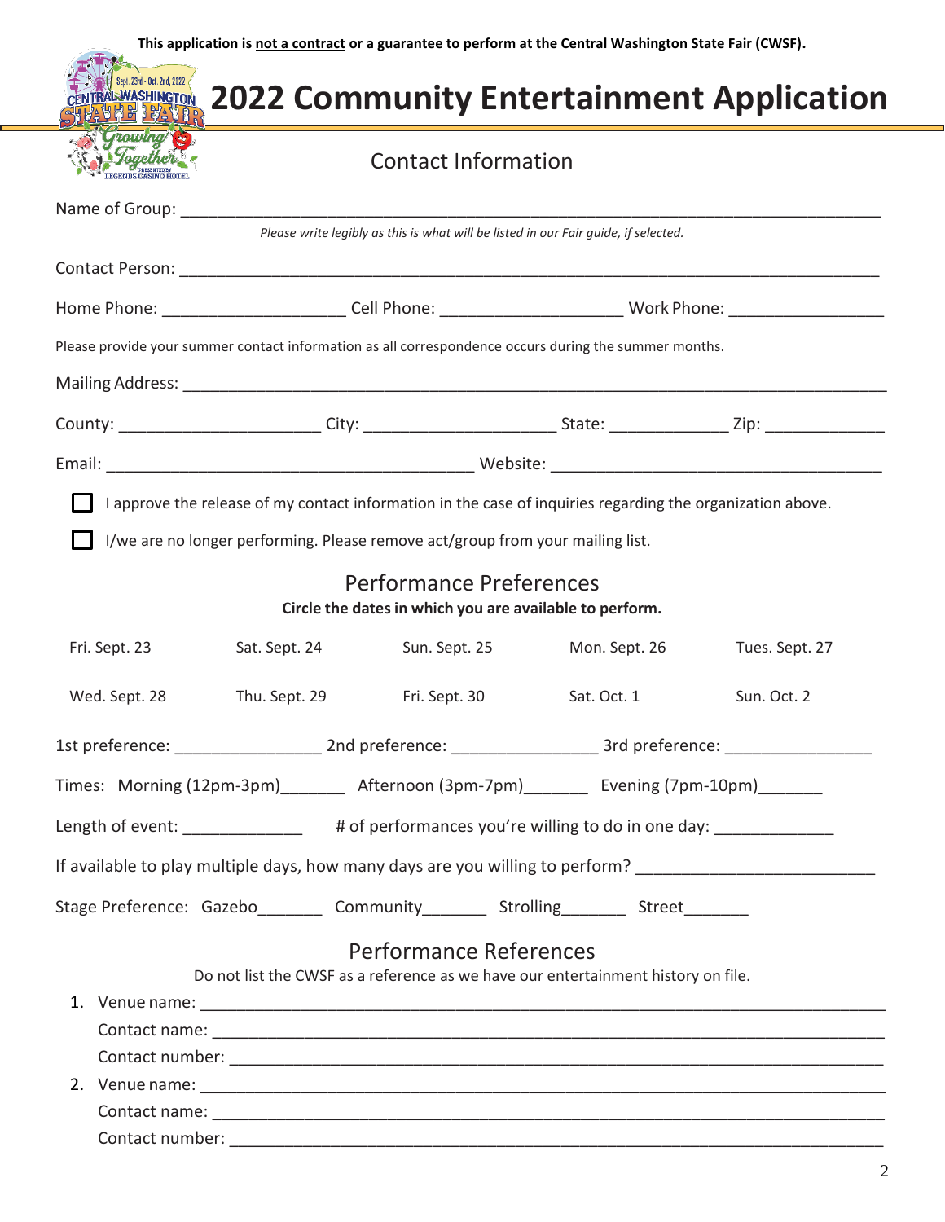This application is **not a contract** or a guarantee to perform at the Central Washington State Fair (CWSF).

# 2022 Community Entertainment Application

## Contact Information

Name of Group: ______________________________________________________________

*Please write legibly as this is what will be listed in our Fair guide, if selected.*

Contact Person: ______________________________________________________________

Home Phone: ____________________ Cell Phone: ____________________ Work Phone: _________________

Please provide your summer contact information as all correspondence occurs during the summer months.

Mailing Address: ______________________________________________________________

County: ______________________ City: _____________________ State: _____________ Zip: _____________

Email: ________________________________________ Website: ___________________________________

☐ I approve the release of my contact information in the case of inquiries regarding the organization above.

☐ I/we are no longer performing. Please remove act/group from your mailing list.

## Performance Preferences

**Circle the dates in which you are available to perform.**

| | | | | |
|---|---|---|---|---|
| Fri. Sept. 23 | Sat. Sept. 24 | Sun. Sept. 25 | Mon. Sept. 26 | Tues. Sept. 27 |
| Wed. Sept. 28 | Thu. Sept. 29 | Fri. Sept. 30 | Sat. Oct. 1 | Sun. Oct. 2 |

1st preference: ________________ 2nd preference: ________________ 3rd preference: ________________

Times: Morning (12pm-3pm)_______ Afternoon (3pm-7pm)_______ Evening (7pm-10pm)_______

Length of event: _____________ # of performances you're willing to do in one day: _____________

If available to play multiple days, how many days are you willing to perform? _________________________

Stage Preference: Gazebo_______ Community_______ Strolling_______ Street_______

## Performance References

Do not list the CWSF as a reference as we have our entertainment history on file.

1. Venue name: ______________________________________________________________
   Contact name: ______________________________________________________________
   Contact number: ______________________________________________________________
2. Venue name: ______________________________________________________________
   Contact name: ______________________________________________________________
   Contact number: ______________________________________________________________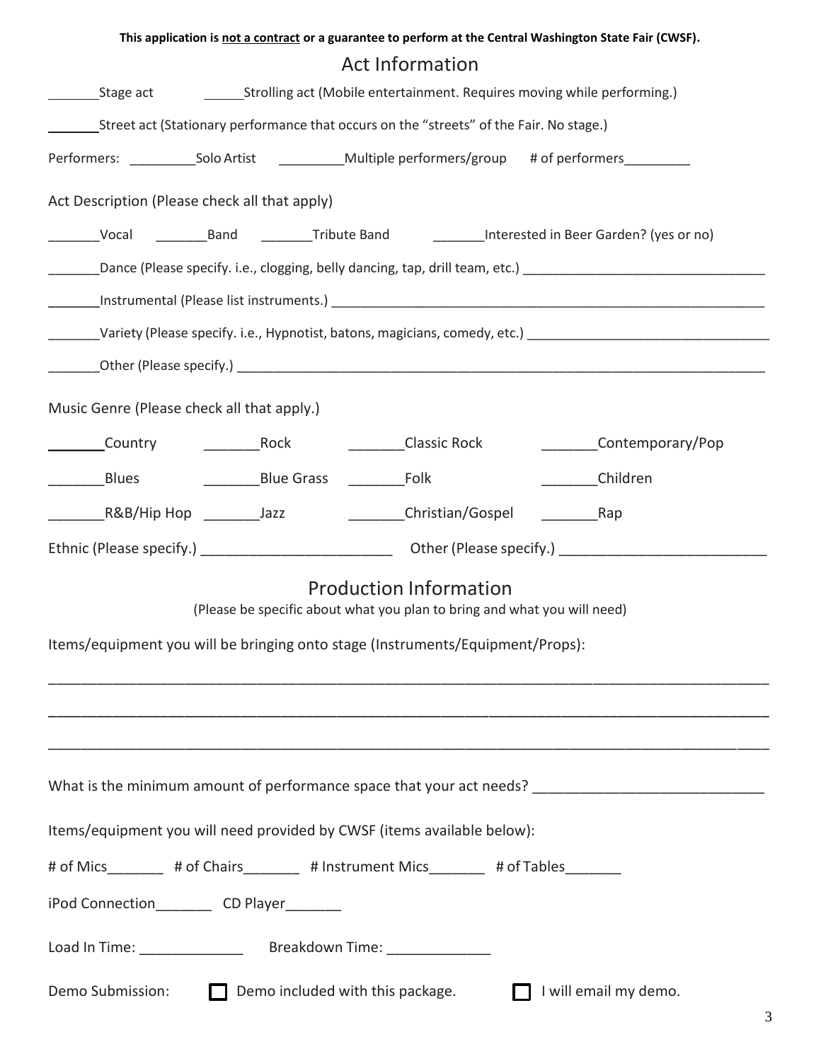**This application is not a contract or a guarantee to perform at the Central Washington State Fair (CWSF).**

## Act Information

_______Stage act _______Strolling act (Mobile entertainment. Requires moving while performing.)

_______Street act (Stationary performance that occurs on the "streets" of the Fair. No stage.)

Performers: _________Solo Artist _________Multiple performers/group # of performers_________

Act Description (Please check all that apply)

_______Vocal _______Band _______Tribute Band _______Interested in Beer Garden? (yes or no)

_______Dance (Please specify. i.e., clogging, belly dancing, tap, drill team, etc.) _________________________________

_______Instrumental (Please list instruments.) ____________________________________________________________

_______Variety (Please specify. i.e., Hypnotist, batons, magicians, comedy, etc.) _________________________________

_______Other (Please specify.) ___________________________________________________________________________

Music Genre (Please check all that apply.)

_______Country _______Rock _______Classic Rock _______Contemporary/Pop

_______Blues _______Blue Grass _______Folk _______Children

_______R&B/Hip Hop _______Jazz _______Christian/Gospel _______Rap

Ethnic (Please specify.) ________________________ Other (Please specify.) __________________________

## Production Information

(Please be specific about what you plan to bring and what you will need)

Items/equipment you will be bringing onto stage (Instruments/Equipment/Props):

_____________________________________________________________________________________

_____________________________________________________________________________________

_____________________________________________________________________________________

What is the minimum amount of performance space that your act needs? _____________________________

Items/equipment you will need provided by CWSF (items available below):

# of Mics_______ # of Chairs_______ # Instrument Mics_______ # of Tables_______

iPod Connection_______ CD Player_______

Load In Time: _____________ Breakdown Time: _____________

Demo Submission: ☐ Demo included with this package. ☐ I will email my demo.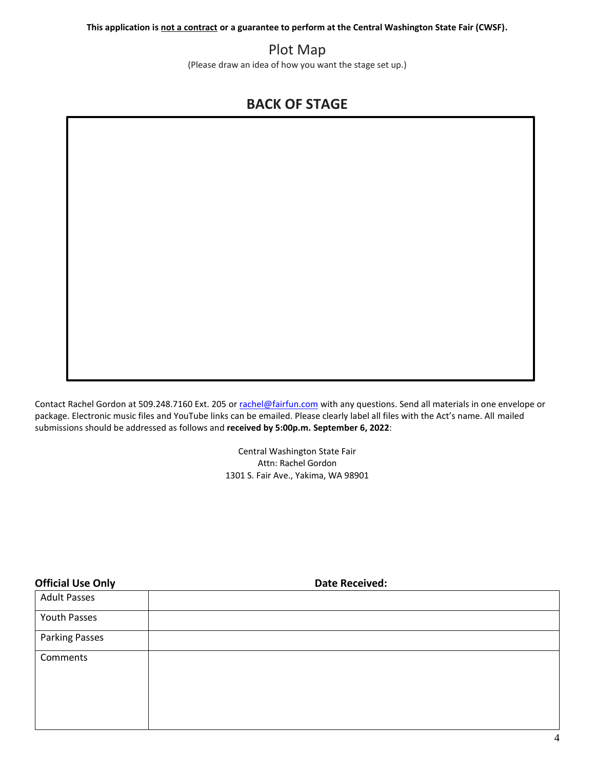**This application is not a contract or a guarantee to perform at the Central Washington State Fair (CWSF).**

# Plot Map

(Please draw an idea of how you want the stage set up.)

## BACK OF STAGE

Contact Rachel Gordon at 509.248.7160 Ext. 205 or rachel@fairfun.com with any questions. Send all materials in one envelope or package. Electronic music files and YouTube links can be emailed. Please clearly label all files with the Act's name. All mailed submissions should be addressed as follows and **received by 5:00p.m. September 6, 2022**:

Central Washington State Fair
Attn: Rachel Gordon
1301 S. Fair Ave., Yakima, WA 98901

**Official Use Only** **Date Received:**

| Adult Passes | |
|---|---|
| Youth Passes | |
| Parking Passes | |
| Comments | |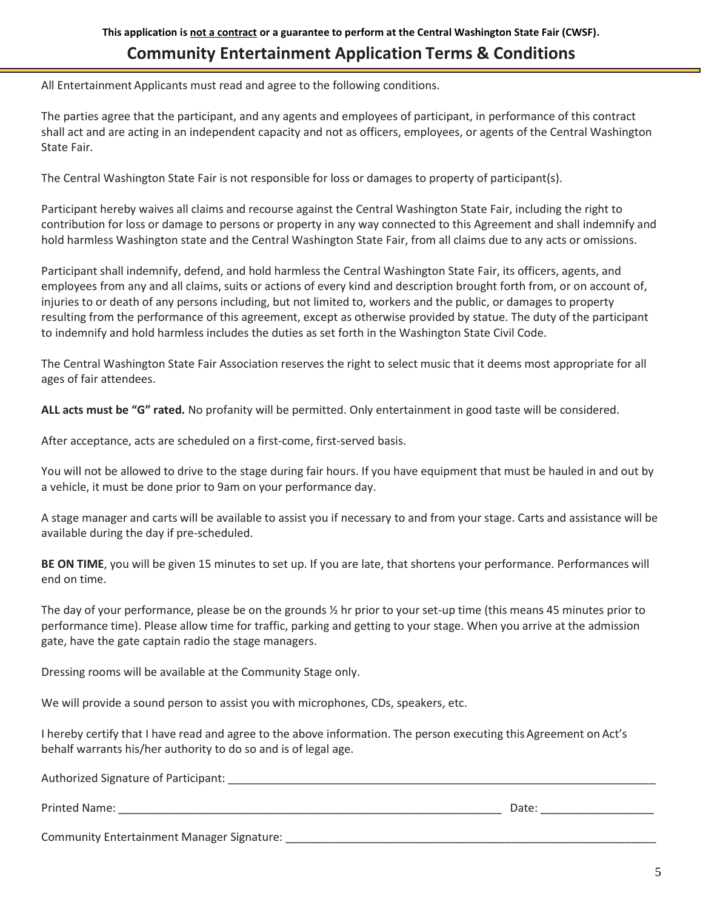**This application is not a contract or a guarantee to perform at the Central Washington State Fair (CWSF).**

## Community Entertainment Application Terms & Conditions

All Entertainment Applicants must read and agree to the following conditions.

The parties agree that the participant, and any agents and employees of participant, in performance of this contract shall act and are acting in an independent capacity and not as officers, employees, or agents of the Central Washington State Fair.

The Central Washington State Fair is not responsible for loss or damages to property of participant(s).

Participant hereby waives all claims and recourse against the Central Washington State Fair, including the right to contribution for loss or damage to persons or property in any way connected to this Agreement and shall indemnify and hold harmless Washington state and the Central Washington State Fair, from all claims due to any acts or omissions.

Participant shall indemnify, defend, and hold harmless the Central Washington State Fair, its officers, agents, and employees from any and all claims, suits or actions of every kind and description brought forth from, or on account of, injuries to or death of any persons including, but not limited to, workers and the public, or damages to property resulting from the performance of this agreement, except as otherwise provided by statue. The duty of the participant to indemnify and hold harmless includes the duties as set forth in the Washington State Civil Code.

The Central Washington State Fair Association reserves the right to select music that it deems most appropriate for all ages of fair attendees.

**ALL acts must be "G" rated.** No profanity will be permitted. Only entertainment in good taste will be considered.

After acceptance, acts are scheduled on a first-come, first-served basis.

You will not be allowed to drive to the stage during fair hours. If you have equipment that must be hauled in and out by a vehicle, it must be done prior to 9am on your performance day.

A stage manager and carts will be available to assist you if necessary to and from your stage. Carts and assistance will be available during the day if pre-scheduled.

**BE ON TIME**, you will be given 15 minutes to set up. If you are late, that shortens your performance. Performances will end on time.

The day of your performance, please be on the grounds ½ hr prior to your set-up time (this means 45 minutes prior to performance time). Please allow time for traffic, parking and getting to your stage. When you arrive at the admission gate, have the gate captain radio the stage managers.

Dressing rooms will be available at the Community Stage only.

We will provide a sound person to assist you with microphones, CDs, speakers, etc.

I hereby certify that I have read and agree to the above information. The person executing this Agreement on Act's behalf warrants his/her authority to do so and is of legal age.

Authorized Signature of Participant: ______________________________________________

Printed Name: ______________________________________________ Date: ________________

Community Entertainment Manager Signature: ______________________________________________